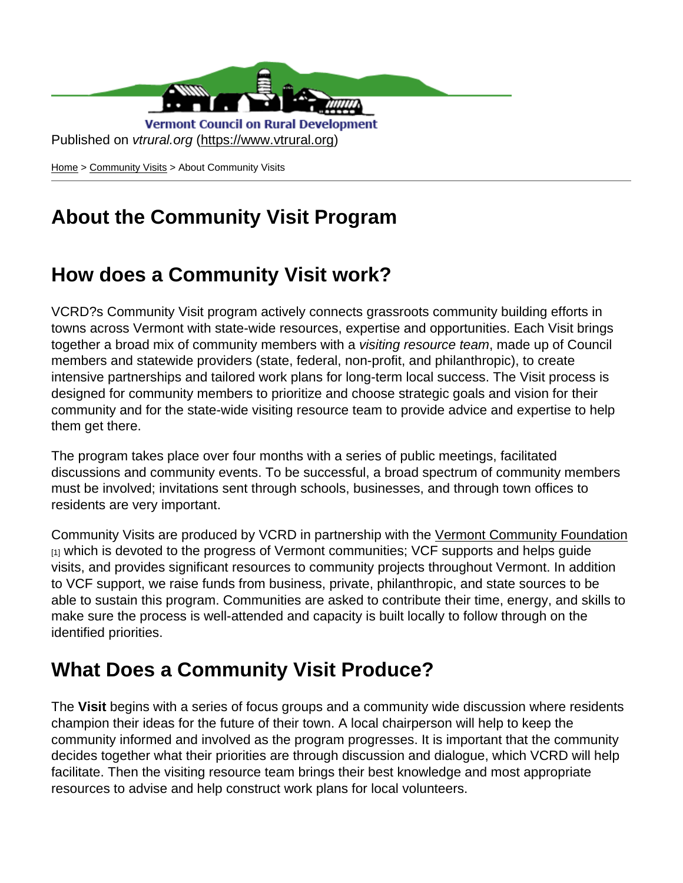Vermont Council on Rural Development

Published on *vtrural.org* (https://www.vtrural.org)

Home > Community Visits > About Community Visits

# About the Community Visit Program

## How does a Community Visit work?

VCRD?s Community Visit program actively connects grassroots community building efforts in towns across Vermont with state-wide resources, expertise and opportunities. Each Visit brings together a broad mix of community members with a *visiting resource team*, made up of Council members and statewide providers (state, federal, non-profit, and philanthropic), to create intensive partnerships and tailored work plans for long-term local success. The Visit process is designed for community members to prioritize and choose strategic goals and vision for their community and for the state-wide visiting resource team to provide advice and expertise to help them get there.

The program takes place over four months with a series of public meetings, facilitated discussions and community events. To be successful, a broad spectrum of community members must be involved; invitations sent through schools, businesses, and through town offices to residents are very important.

Community Visits are produced by VCRD in partnership with the Vermont Community Foundation [1] which is devoted to the progress of Vermont communities; VCF supports and helps guide visits, and provides significant resources to community projects throughout Vermont. In addition to VCF support, we raise funds from business, private, philanthropic, and state sources to be able to sustain this program. Communities are asked to contribute their time, energy, and skills to make sure the process is well-attended and capacity is built locally to follow through on the identified priorities.

## What Does a Community Visit Produce?

The **Visit** begins with a series of focus groups and a community wide discussion where residents champion their ideas for the future of their town. A local chairperson will help to keep the community informed and involved as the program progresses. It is important that the community decides together what their priorities are through discussion and dialogue, which VCRD will help facilitate. Then the visiting resource team brings their best knowledge and most appropriate resources to advise and help construct work plans for local volunteers.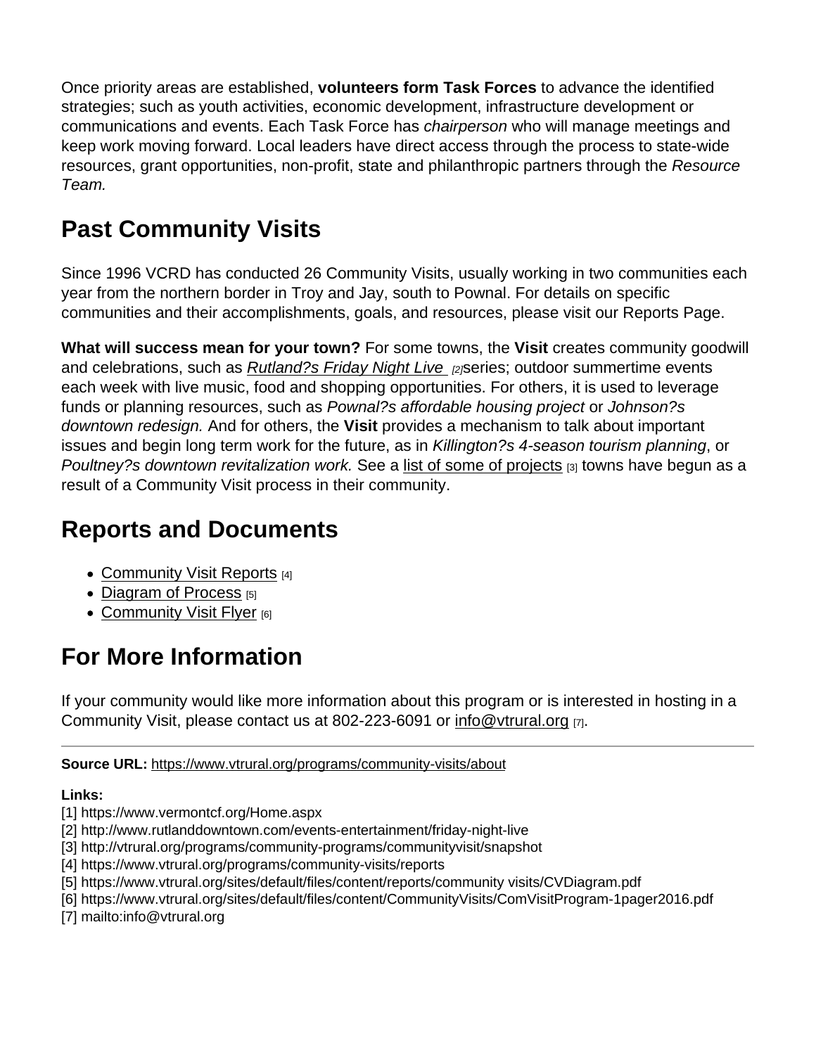Once priority areas are established, **volunteers form Task Forces** to advance the identified strategies; such as youth activities, economic development, infrastructure development or communications and events. Each Task Force has *chairperson* who will manage meetings and keep work moving forward. Local leaders have direct access through the process to state-wide resources, grant opportunities, non-profit, state and philanthropic partners through the *Resource Team.*

## Past Community Visits

Since 1996 VCRD has conducted 26 Community Visits, usually working in two communities each year from the northern border in Troy and Jay, south to Pownal. For details on specific communities and their accomplishments, goals, and resources, please visit our Reports Page.

**What will success mean for your town?** For some towns, the **Visit** creates community goodwill and celebrations, such as *Rutland?s Friday Night Live* [2] series; outdoor summertime events each week with live music, food and shopping opportunities. For others, it is used to leverage funds or planning resources, such as *Pownal?s affordable housing project* or *Johnson?s downtown redesign.* And for others, the **Visit** provides a mechanism to talk about important issues and begin long term work for the future, as in *Killington?s 4-season tourism planning*, or *Poultney?s downtown revitalization work.* See a list of some of projects [3] towns have begun as a result of a Community Visit process in their community.

## Reports and Documents

- Community Visit Reports [4]
- Diagram of Process [5]
- Community Visit Flyer [6]

## For More Information

If your community would like more information about this program or is interested in hosting in a Community Visit, please contact us at 802-223-6091 or info@vtrural.org [7].

---

**Source URL:** https://www.vtrural.org/programs/community-visits/about

**Links:**
[1] https://www.vermontcf.org/Home.aspx
[2] http://www.rutlanddowntown.com/events-entertainment/friday-night-live
[3] http://vtrural.org/programs/community-programs/communityvisit/snapshot
[4] https://www.vtrural.org/programs/community-visits/reports
[5] https://www.vtrural.org/sites/default/files/content/reports/community visits/CVDiagram.pdf
[6] https://www.vtrural.org/sites/default/files/content/CommunityVisits/ComVisitProgram-1pager2016.pdf
[7] mailto:info@vtrural.org